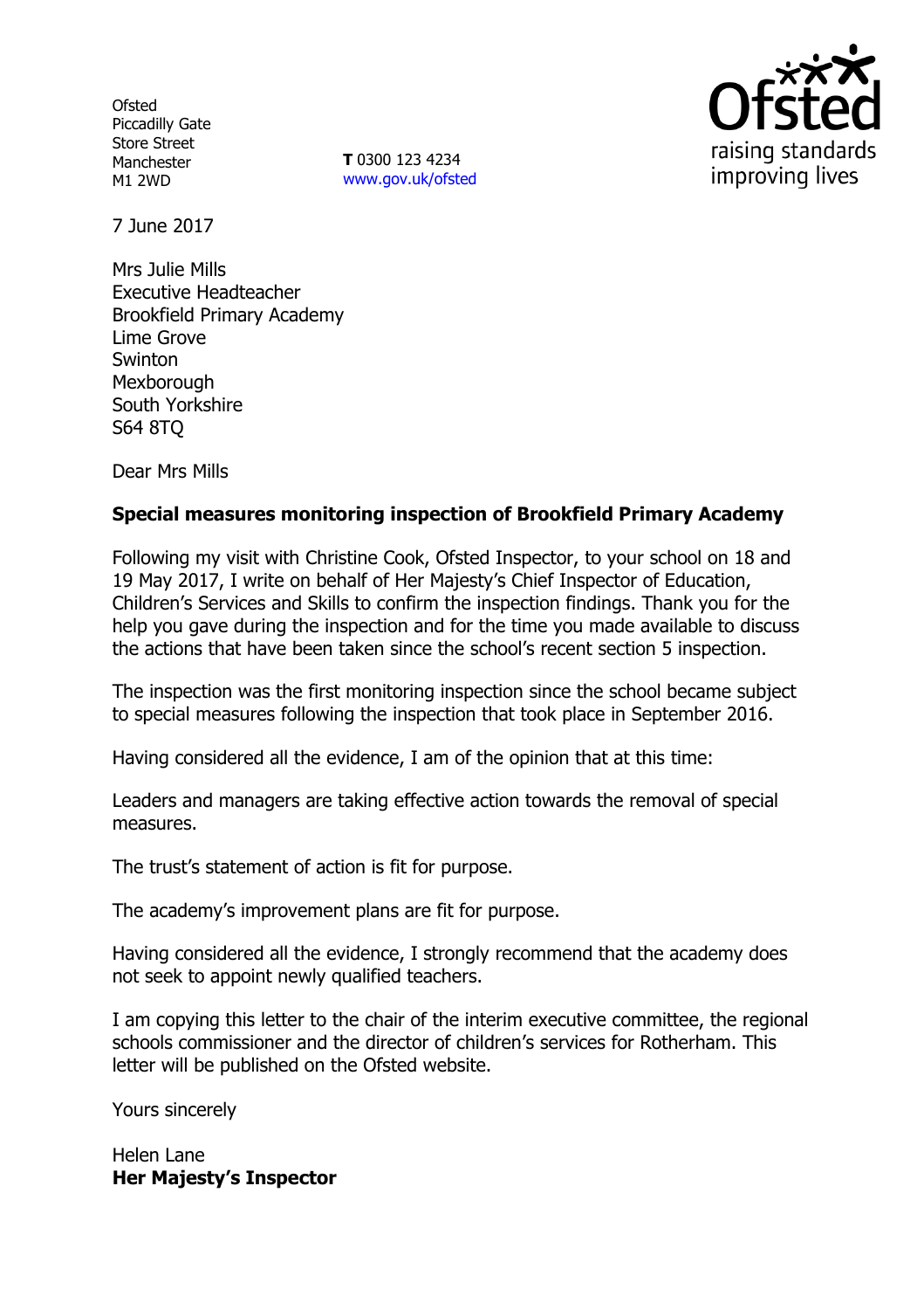Ofsted
Piccadilly Gate
Store Street
Manchester
M1 2WD

**T** 0300 123 4234
www.gov.uk/ofsted

raising standards
improving lives

7 June 2017

Mrs Julie Mills
Executive Headteacher
Brookfield Primary Academy
Lime Grove
Swinton
Mexborough
South Yorkshire
S64 8TQ

Dear Mrs Mills

**Special measures monitoring inspection of Brookfield Primary Academy**

Following my visit with Christine Cook, Ofsted Inspector, to your school on 18 and 19 May 2017, I write on behalf of Her Majesty's Chief Inspector of Education, Children's Services and Skills to confirm the inspection findings. Thank you for the help you gave during the inspection and for the time you made available to discuss the actions that have been taken since the school's recent section 5 inspection.

The inspection was the first monitoring inspection since the school became subject to special measures following the inspection that took place in September 2016.

Having considered all the evidence, I am of the opinion that at this time:

Leaders and managers are taking effective action towards the removal of special measures.

The trust's statement of action is fit for purpose.

The academy's improvement plans are fit for purpose.

Having considered all the evidence, I strongly recommend that the academy does not seek to appoint newly qualified teachers.

I am copying this letter to the chair of the interim executive committee, the regional schools commissioner and the director of children's services for Rotherham. This letter will be published on the Ofsted website.

Yours sincerely

Helen Lane
**Her Majesty's Inspector**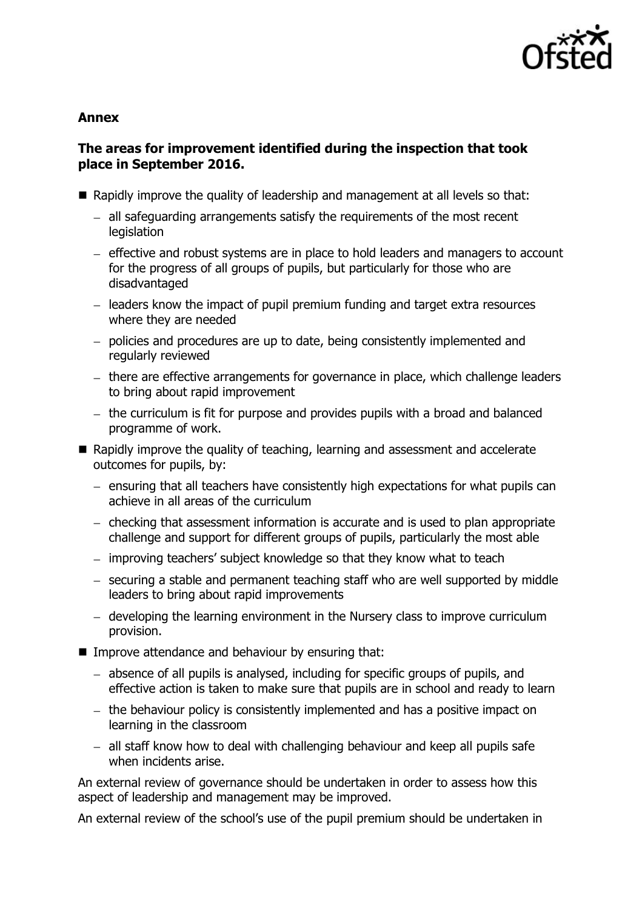**Annex**

**The areas for improvement identified during the inspection that took place in September 2016.**

- Rapidly improve the quality of leadership and management at all levels so that:
  - all safeguarding arrangements satisfy the requirements of the most recent legislation
  - effective and robust systems are in place to hold leaders and managers to account for the progress of all groups of pupils, but particularly for those who are disadvantaged
  - leaders know the impact of pupil premium funding and target extra resources where they are needed
  - policies and procedures are up to date, being consistently implemented and regularly reviewed
  - there are effective arrangements for governance in place, which challenge leaders to bring about rapid improvement
  - the curriculum is fit for purpose and provides pupils with a broad and balanced programme of work.
- Rapidly improve the quality of teaching, learning and assessment and accelerate outcomes for pupils, by:
  - ensuring that all teachers have consistently high expectations for what pupils can achieve in all areas of the curriculum
  - checking that assessment information is accurate and is used to plan appropriate challenge and support for different groups of pupils, particularly the most able
  - improving teachers' subject knowledge so that they know what to teach
  - securing a stable and permanent teaching staff who are well supported by middle leaders to bring about rapid improvements
  - developing the learning environment in the Nursery class to improve curriculum provision.
- Improve attendance and behaviour by ensuring that:
  - absence of all pupils is analysed, including for specific groups of pupils, and effective action is taken to make sure that pupils are in school and ready to learn
  - the behaviour policy is consistently implemented and has a positive impact on learning in the classroom
  - all staff know how to deal with challenging behaviour and keep all pupils safe when incidents arise.

An external review of governance should be undertaken in order to assess how this aspect of leadership and management may be improved.

An external review of the school's use of the pupil premium should be undertaken in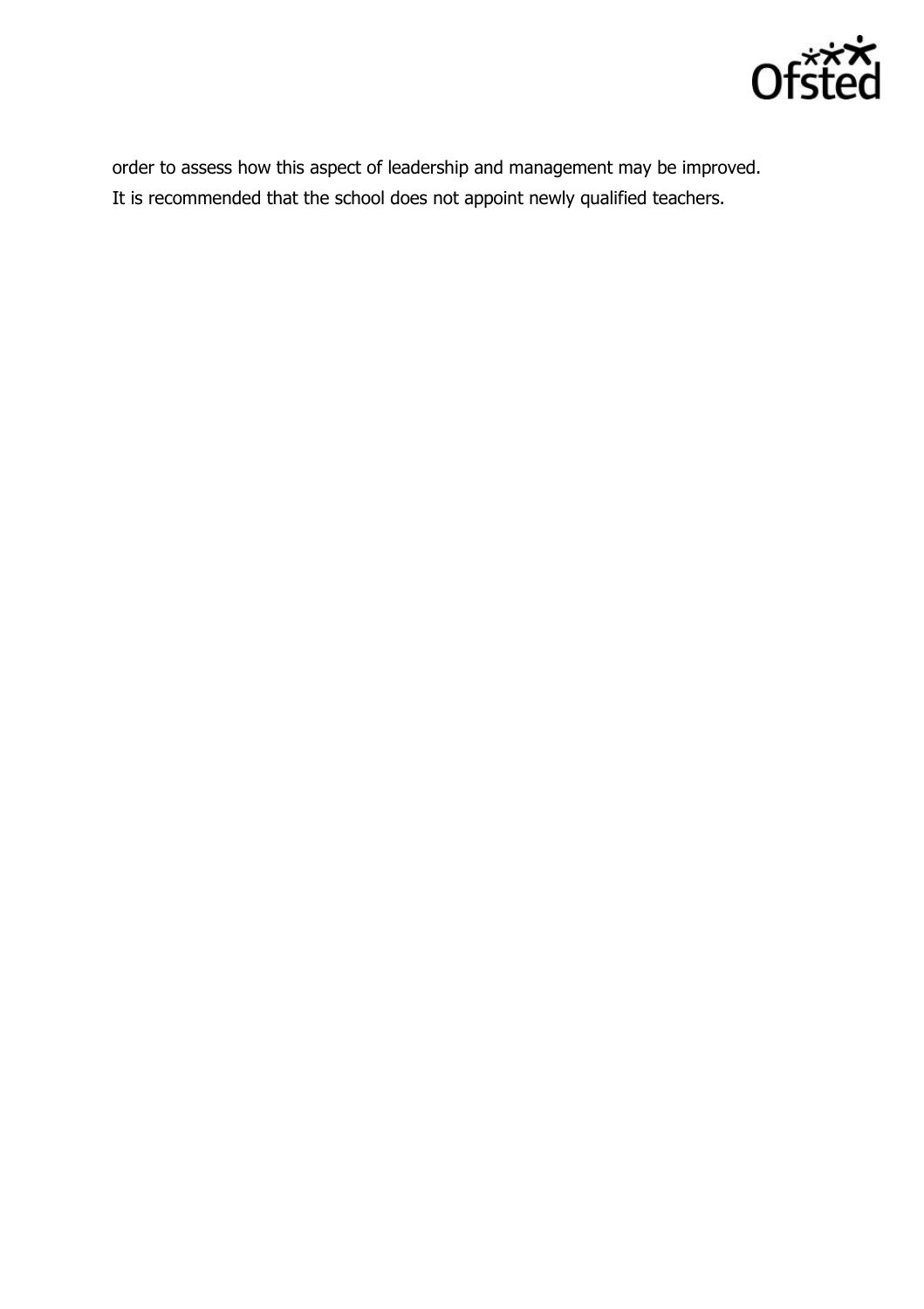order to assess how this aspect of leadership and management may be improved.

It is recommended that the school does not appoint newly qualified teachers.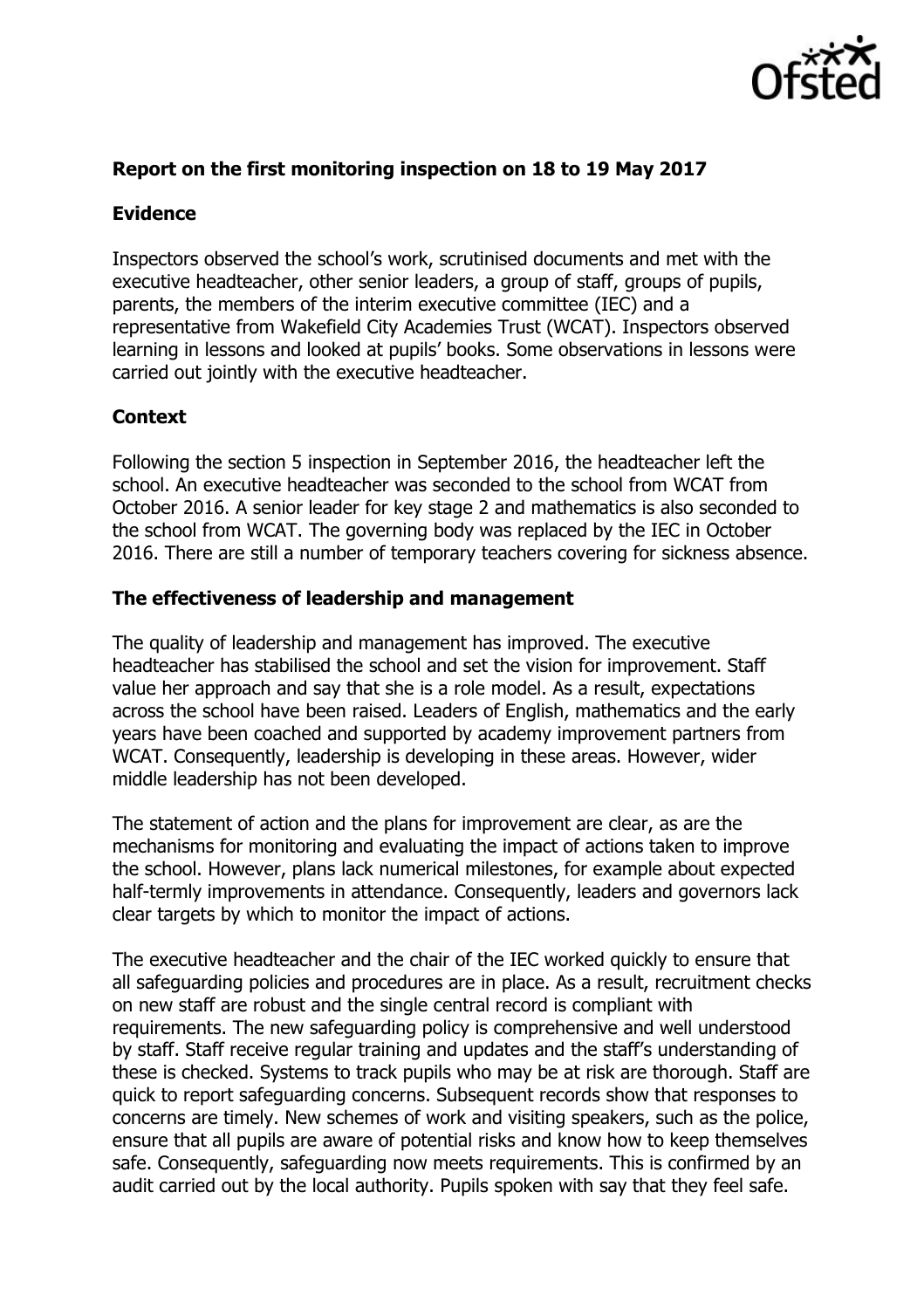**Report on the first monitoring inspection on 18 to 19 May 2017**

**Evidence**

Inspectors observed the school's work, scrutinised documents and met with the executive headteacher, other senior leaders, a group of staff, groups of pupils, parents, the members of the interim executive committee (IEC) and a representative from Wakefield City Academies Trust (WCAT). Inspectors observed learning in lessons and looked at pupils' books. Some observations in lessons were carried out jointly with the executive headteacher.

**Context**

Following the section 5 inspection in September 2016, the headteacher left the school. An executive headteacher was seconded to the school from WCAT from October 2016. A senior leader for key stage 2 and mathematics is also seconded to the school from WCAT. The governing body was replaced by the IEC in October 2016. There are still a number of temporary teachers covering for sickness absence.

**The effectiveness of leadership and management**

The quality of leadership and management has improved. The executive headteacher has stabilised the school and set the vision for improvement. Staff value her approach and say that she is a role model. As a result, expectations across the school have been raised. Leaders of English, mathematics and the early years have been coached and supported by academy improvement partners from WCAT. Consequently, leadership is developing in these areas. However, wider middle leadership has not been developed.

The statement of action and the plans for improvement are clear, as are the mechanisms for monitoring and evaluating the impact of actions taken to improve the school. However, plans lack numerical milestones, for example about expected half-termly improvements in attendance. Consequently, leaders and governors lack clear targets by which to monitor the impact of actions.

The executive headteacher and the chair of the IEC worked quickly to ensure that all safeguarding policies and procedures are in place. As a result, recruitment checks on new staff are robust and the single central record is compliant with requirements. The new safeguarding policy is comprehensive and well understood by staff. Staff receive regular training and updates and the staff's understanding of these is checked. Systems to track pupils who may be at risk are thorough. Staff are quick to report safeguarding concerns. Subsequent records show that responses to concerns are timely. New schemes of work and visiting speakers, such as the police, ensure that all pupils are aware of potential risks and know how to keep themselves safe. Consequently, safeguarding now meets requirements. This is confirmed by an audit carried out by the local authority. Pupils spoken with say that they feel safe.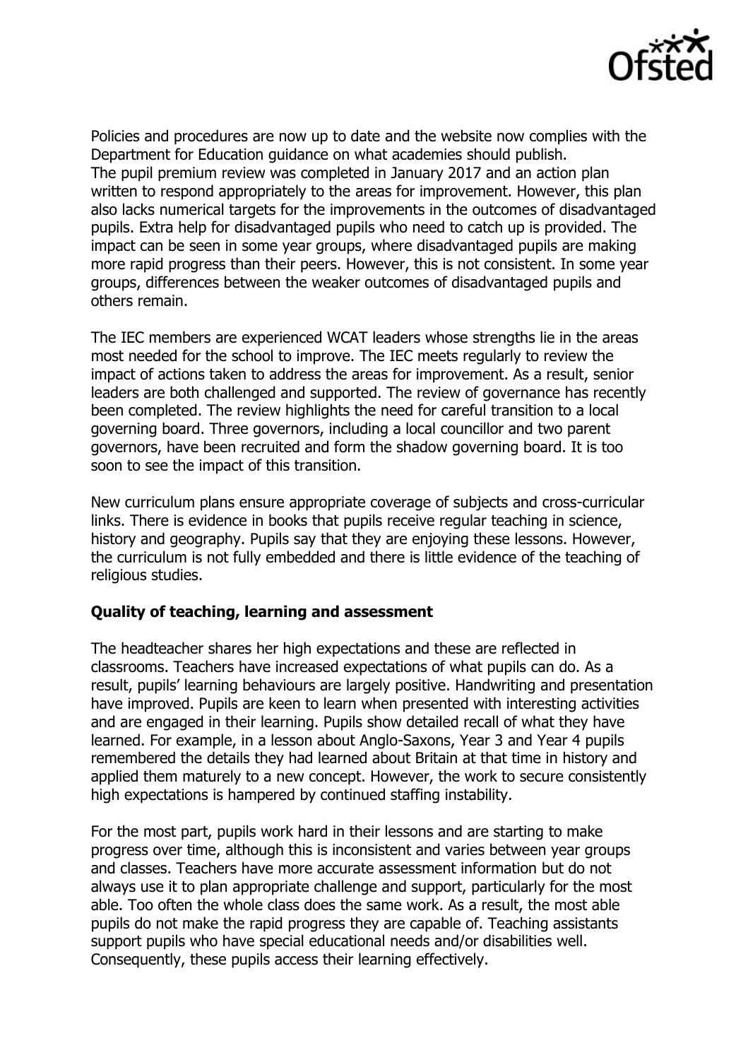Policies and procedures are now up to date and the website now complies with the Department for Education guidance on what academies should publish.
The pupil premium review was completed in January 2017 and an action plan written to respond appropriately to the areas for improvement. However, this plan also lacks numerical targets for the improvements in the outcomes of disadvantaged pupils. Extra help for disadvantaged pupils who need to catch up is provided. The impact can be seen in some year groups, where disadvantaged pupils are making more rapid progress than their peers. However, this is not consistent. In some year groups, differences between the weaker outcomes of disadvantaged pupils and others remain.

The IEC members are experienced WCAT leaders whose strengths lie in the areas most needed for the school to improve. The IEC meets regularly to review the impact of actions taken to address the areas for improvement. As a result, senior leaders are both challenged and supported. The review of governance has recently been completed. The review highlights the need for careful transition to a local governing board. Three governors, including a local councillor and two parent governors, have been recruited and form the shadow governing board. It is too soon to see the impact of this transition.

New curriculum plans ensure appropriate coverage of subjects and cross-curricular links. There is evidence in books that pupils receive regular teaching in science, history and geography. Pupils say that they are enjoying these lessons. However, the curriculum is not fully embedded and there is little evidence of the teaching of religious studies.

**Quality of teaching, learning and assessment**

The headteacher shares her high expectations and these are reflected in classrooms. Teachers have increased expectations of what pupils can do. As a result, pupils' learning behaviours are largely positive. Handwriting and presentation have improved. Pupils are keen to learn when presented with interesting activities and are engaged in their learning. Pupils show detailed recall of what they have learned. For example, in a lesson about Anglo-Saxons, Year 3 and Year 4 pupils remembered the details they had learned about Britain at that time in history and applied them maturely to a new concept. However, the work to secure consistently high expectations is hampered by continued staffing instability.

For the most part, pupils work hard in their lessons and are starting to make progress over time, although this is inconsistent and varies between year groups and classes. Teachers have more accurate assessment information but do not always use it to plan appropriate challenge and support, particularly for the most able. Too often the whole class does the same work. As a result, the most able pupils do not make the rapid progress they are capable of. Teaching assistants support pupils who have special educational needs and/or disabilities well. Consequently, these pupils access their learning effectively.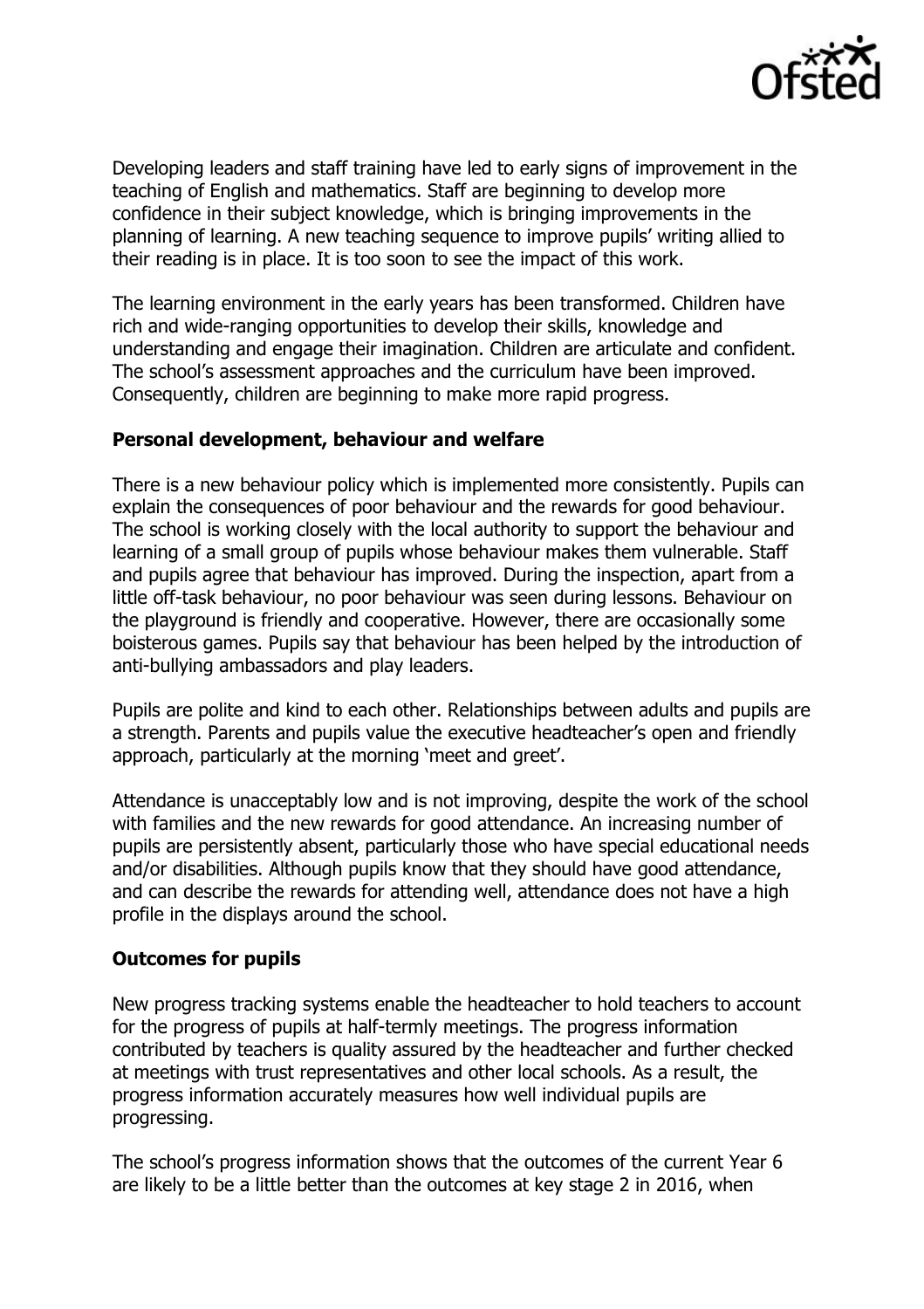Developing leaders and staff training have led to early signs of improvement in the teaching of English and mathematics. Staff are beginning to develop more confidence in their subject knowledge, which is bringing improvements in the planning of learning. A new teaching sequence to improve pupils' writing allied to their reading is in place. It is too soon to see the impact of this work.

The learning environment in the early years has been transformed. Children have rich and wide-ranging opportunities to develop their skills, knowledge and understanding and engage their imagination. Children are articulate and confident. The school's assessment approaches and the curriculum have been improved. Consequently, children are beginning to make more rapid progress.

**Personal development, behaviour and welfare**

There is a new behaviour policy which is implemented more consistently. Pupils can explain the consequences of poor behaviour and the rewards for good behaviour. The school is working closely with the local authority to support the behaviour and learning of a small group of pupils whose behaviour makes them vulnerable. Staff and pupils agree that behaviour has improved. During the inspection, apart from a little off-task behaviour, no poor behaviour was seen during lessons. Behaviour on the playground is friendly and cooperative. However, there are occasionally some boisterous games. Pupils say that behaviour has been helped by the introduction of anti-bullying ambassadors and play leaders.

Pupils are polite and kind to each other. Relationships between adults and pupils are a strength. Parents and pupils value the executive headteacher's open and friendly approach, particularly at the morning 'meet and greet'.

Attendance is unacceptably low and is not improving, despite the work of the school with families and the new rewards for good attendance. An increasing number of pupils are persistently absent, particularly those who have special educational needs and/or disabilities. Although pupils know that they should have good attendance, and can describe the rewards for attending well, attendance does not have a high profile in the displays around the school.

**Outcomes for pupils**

New progress tracking systems enable the headteacher to hold teachers to account for the progress of pupils at half-termly meetings. The progress information contributed by teachers is quality assured by the headteacher and further checked at meetings with trust representatives and other local schools. As a result, the progress information accurately measures how well individual pupils are progressing.

The school's progress information shows that the outcomes of the current Year 6 are likely to be a little better than the outcomes at key stage 2 in 2016, when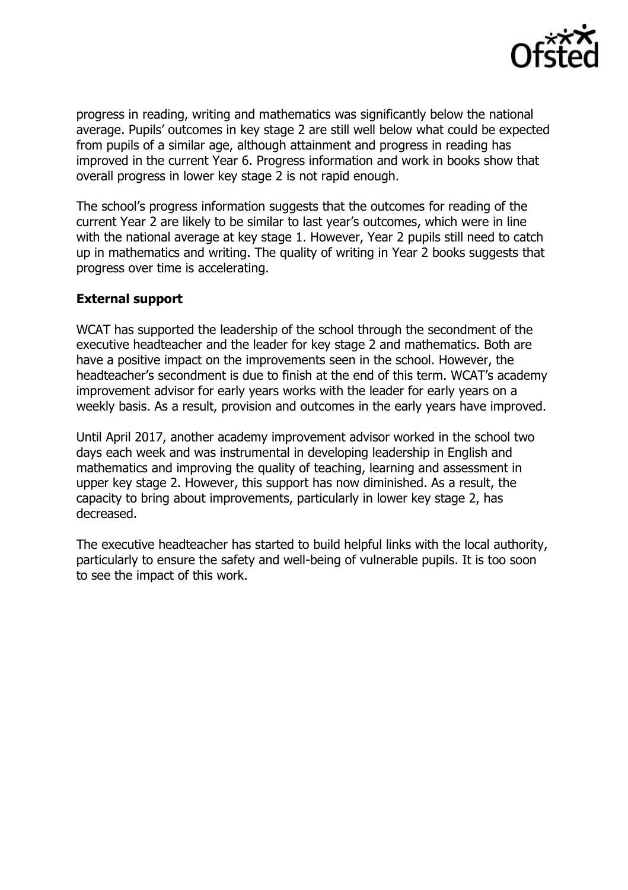progress in reading, writing and mathematics was significantly below the national average. Pupils' outcomes in key stage 2 are still well below what could be expected from pupils of a similar age, although attainment and progress in reading has improved in the current Year 6. Progress information and work in books show that overall progress in lower key stage 2 is not rapid enough.

The school's progress information suggests that the outcomes for reading of the current Year 2 are likely to be similar to last year's outcomes, which were in line with the national average at key stage 1. However, Year 2 pupils still need to catch up in mathematics and writing. The quality of writing in Year 2 books suggests that progress over time is accelerating.

### External support

WCAT has supported the leadership of the school through the secondment of the executive headteacher and the leader for key stage 2 and mathematics. Both are have a positive impact on the improvements seen in the school. However, the headteacher's secondment is due to finish at the end of this term. WCAT's academy improvement advisor for early years works with the leader for early years on a weekly basis. As a result, provision and outcomes in the early years have improved.

Until April 2017, another academy improvement advisor worked in the school two days each week and was instrumental in developing leadership in English and mathematics and improving the quality of teaching, learning and assessment in upper key stage 2. However, this support has now diminished. As a result, the capacity to bring about improvements, particularly in lower key stage 2, has decreased.

The executive headteacher has started to build helpful links with the local authority, particularly to ensure the safety and well-being of vulnerable pupils. It is too soon to see the impact of this work.